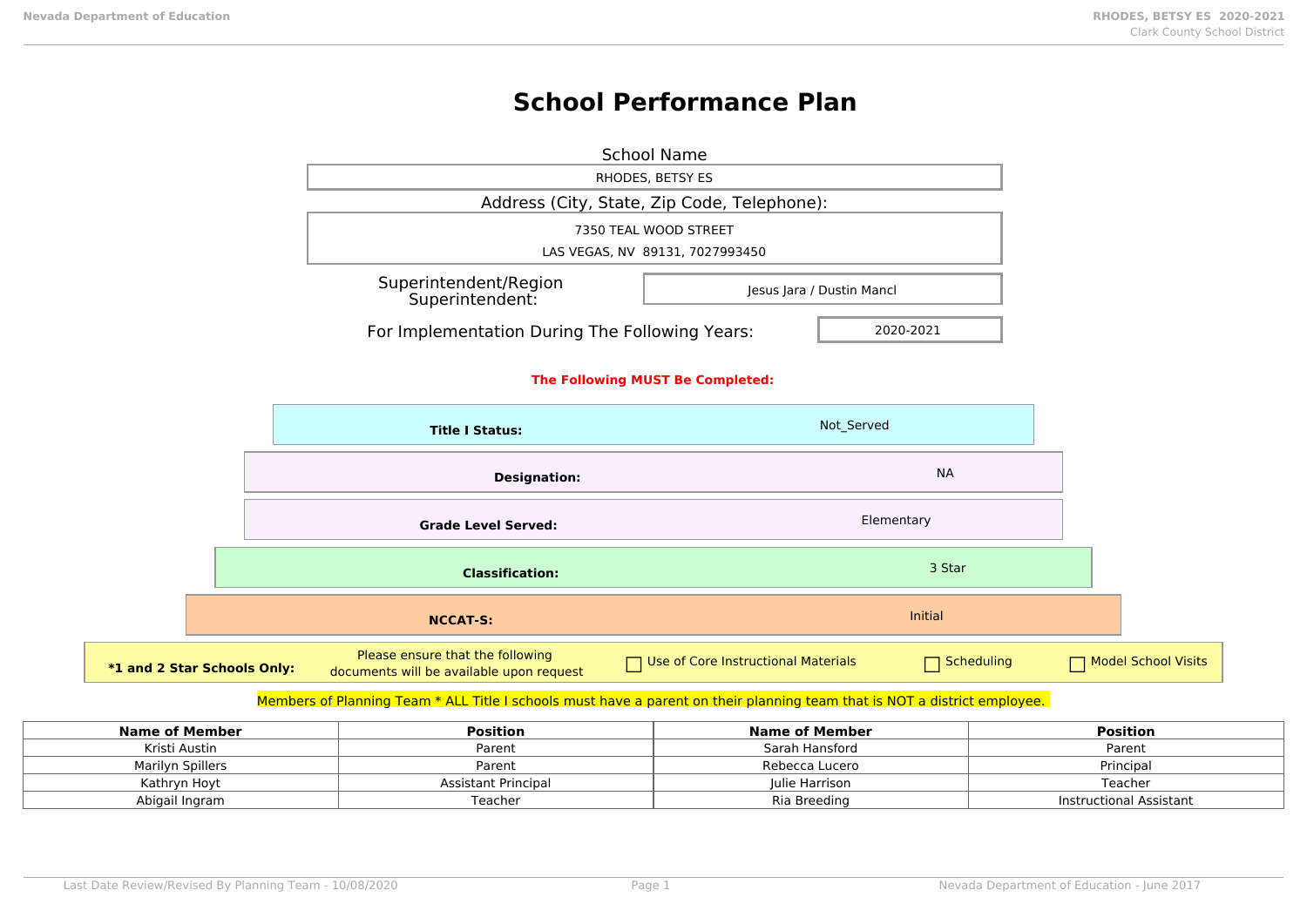# School Performance Plan

School Name

RHODES, BETSY ES

Address (City, State, Zip Code, Telephone):

7350 TEAL WOOD STREET

LAS VEGAS, NV 89131, 7027993450

Superintendent/Region Superintendent: Jesus Jara / Dustin Mancl

For Implementation During The Following Years: 2020-2021

**The Following MUST Be Completed:**

| | |
|---|---|
| **Title I Status:** | Not_Served |
| **Designation:** | NA |
| **Grade Level Served:** | Elementary |
| **Classification:** | 3 Star |
| **NCCAT-S:** | Initial |

**\*1 and 2 Star Schools Only:** Please ensure that the following documents will be available upon request

- ☐ Use of Core Instructional Materials
- ☐ Scheduling
- ☐ Model School Visits

Members of Planning Team * ALL Title I schools must have a parent on their planning team that is NOT a district employee.

| Name of Member | Position | Name of Member | Position |
|---|---|---|---|
| Kristi Austin | Parent | Sarah Hansford | Parent |
| Marilyn Spillers | Parent | Rebecca Lucero | Principal |
| Kathryn Hoyt | Assistant Principal | Julie Harrison | Teacher |
| Abigail Ingram | Teacher | Ria Breeding | Instructional Assistant |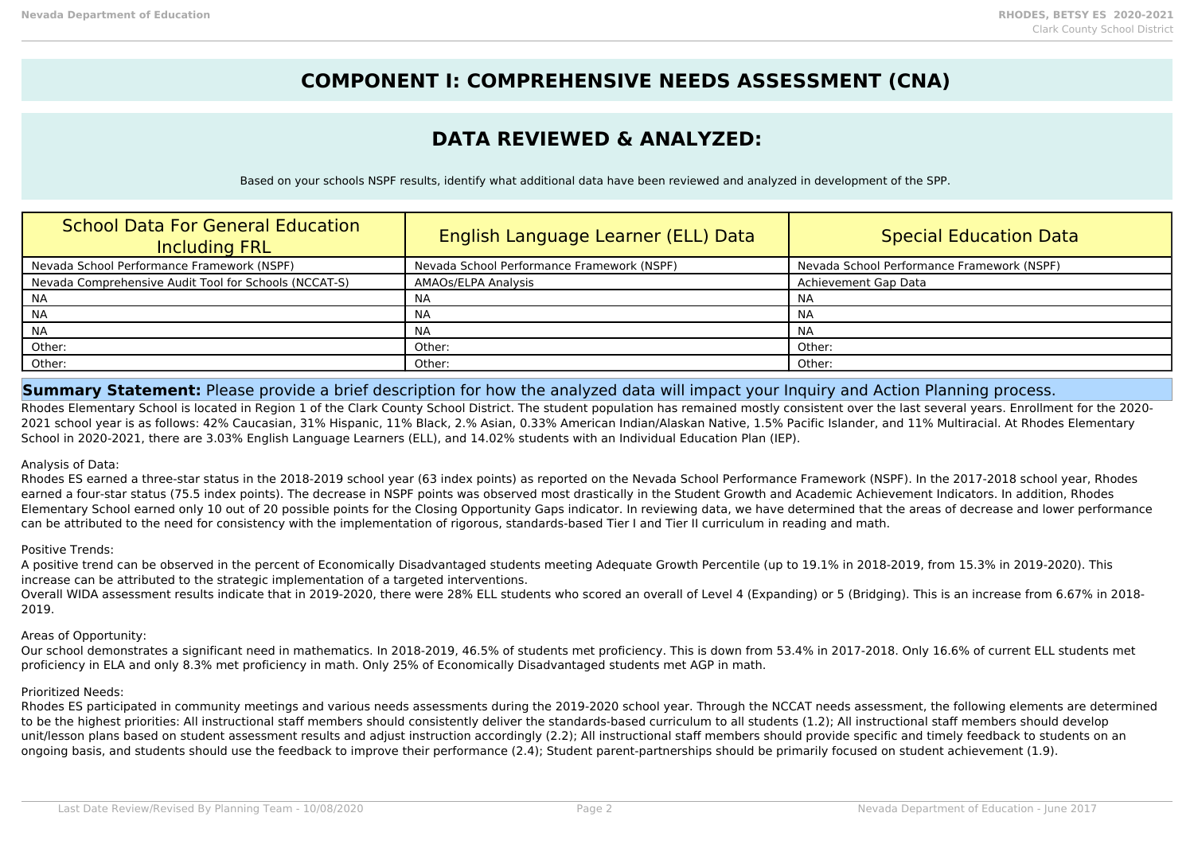# COMPONENT I: COMPREHENSIVE NEEDS ASSESSMENT (CNA)

## DATA REVIEWED & ANALYZED:

Based on your schools NSPF results, identify what additional data have been reviewed and analyzed in development of the SPP.

| School Data For General Education Including FRL | English Language Learner (ELL) Data | Special Education Data |
| --- | --- | --- |
| Nevada School Performance Framework (NSPF) | Nevada School Performance Framework (NSPF) | Nevada School Performance Framework (NSPF) |
| Nevada Comprehensive Audit Tool for Schools (NCCAT-S) | AMAOs/ELPA Analysis | Achievement Gap Data |
| NA | NA | NA |
| NA | NA | NA |
| NA | NA | NA |
| Other: | Other: | Other: |
| Other: | Other: | Other: |

**Summary Statement:** Please provide a brief description for how the analyzed data will impact your Inquiry and Action Planning process.

Rhodes Elementary School is located in Region 1 of the Clark County School District. The student population has remained mostly consistent over the last several years. Enrollment for the 2020-2021 school year is as follows: 42% Caucasian, 31% Hispanic, 11% Black, 2.% Asian, 0.33% American Indian/Alaskan Native, 1.5% Pacific Islander, and 11% Multiracial. At Rhodes Elementary School in 2020-2021, there are 3.03% English Language Learners (ELL), and 14.02% students with an Individual Education Plan (IEP).

Analysis of Data:
Rhodes ES earned a three-star status in the 2018-2019 school year (63 index points) as reported on the Nevada School Performance Framework (NSPF). In the 2017-2018 school year, Rhodes earned a four-star status (75.5 index points). The decrease in NSPF points was observed most drastically in the Student Growth and Academic Achievement Indicators. In addition, Rhodes Elementary School earned only 10 out of 20 possible points for the Closing Opportunity Gaps indicator. In reviewing data, we have determined that the areas of decrease and lower performance can be attributed to the need for consistency with the implementation of rigorous, standards-based Tier I and Tier II curriculum in reading and math.

Positive Trends:
A positive trend can be observed in the percent of Economically Disadvantaged students meeting Adequate Growth Percentile (up to 19.1% in 2018-2019, from 15.3% in 2019-2020). This increase can be attributed to the strategic implementation of a targeted interventions.
Overall WIDA assessment results indicate that in 2019-2020, there were 28% ELL students who scored an overall of Level 4 (Expanding) or 5 (Bridging). This is an increase from 6.67% in 2018-2019.

Areas of Opportunity:
Our school demonstrates a significant need in mathematics. In 2018-2019, 46.5% of students met proficiency. This is down from 53.4% in 2017-2018. Only 16.6% of current ELL students met proficiency in ELA and only 8.3% met proficiency in math. Only 25% of Economically Disadvantaged students met AGP in math.

Prioritized Needs:
Rhodes ES participated in community meetings and various needs assessments during the 2019-2020 school year. Through the NCCAT needs assessment, the following elements are determined to be the highest priorities: All instructional staff members should consistently deliver the standards-based curriculum to all students (1.2); All instructional staff members should develop unit/lesson plans based on student assessment results and adjust instruction accordingly (2.2); All instructional staff members should provide specific and timely feedback to students on an ongoing basis, and students should use the feedback to improve their performance (2.4); Student parent-partnerships should be primarily focused on student achievement (1.9).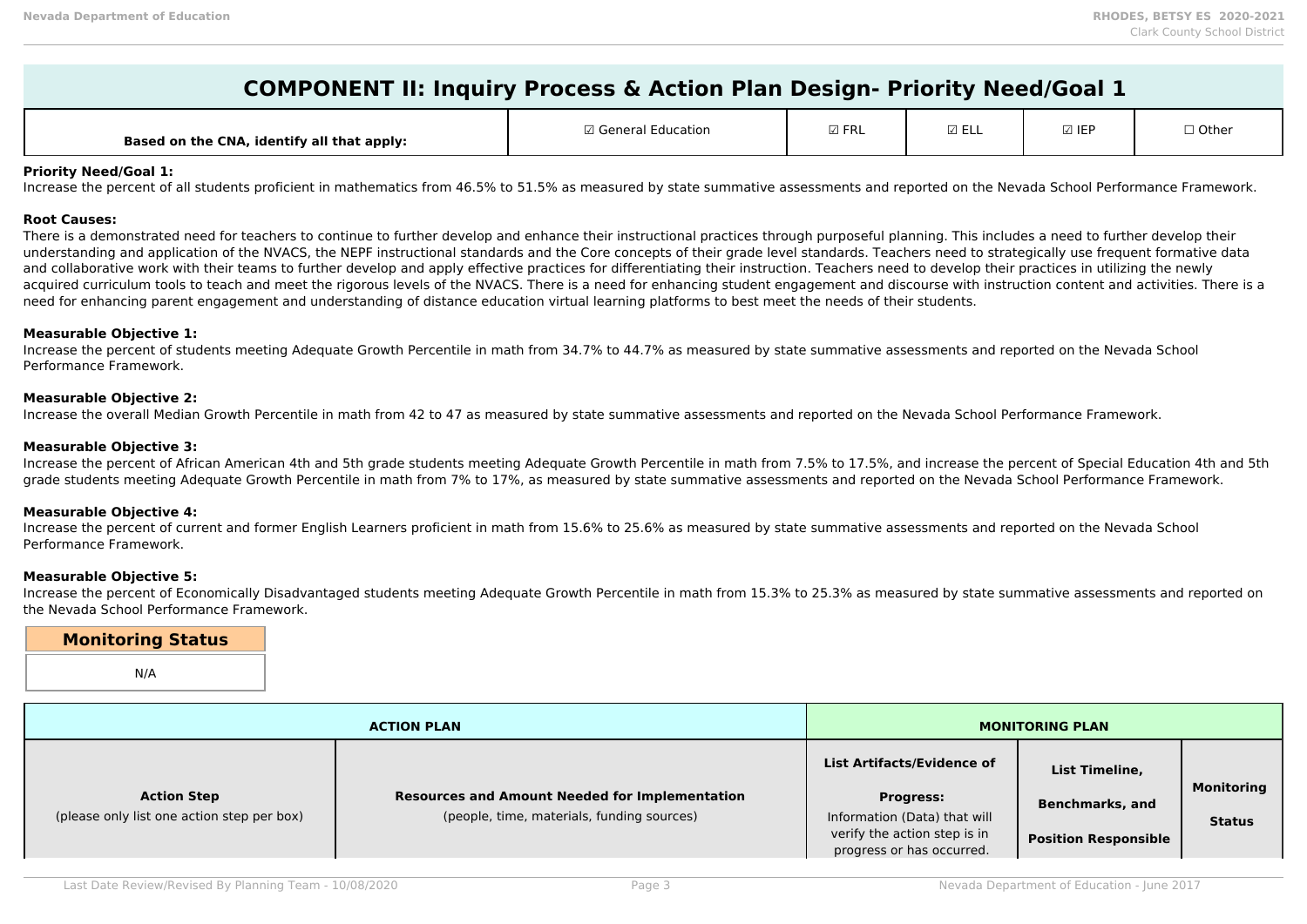# COMPONENT II: Inquiry Process & Action Plan Design- Priority Need/Goal 1

| Based on the CNA, identify all that apply: | ☑ General Education | ☑ FRL | ☑ ELL | ☑ IEP | ☐ Other |
|---|---|---|---|---|---|

**Priority Need/Goal 1:**
Increase the percent of all students proficient in mathematics from 46.5% to 51.5% as measured by state summative assessments and reported on the Nevada School Performance Framework.

**Root Causes:**
There is a demonstrated need for teachers to continue to further develop and enhance their instructional practices through purposeful planning. This includes a need to further develop their understanding and application of the NVACS, the NEPF instructional standards and the Core concepts of their grade level standards. Teachers need to strategically use frequent formative data and collaborative work with their teams to further develop and apply effective practices for differentiating their instruction. Teachers need to develop their practices in utilizing the newly acquired curriculum tools to teach and meet the rigorous levels of the NVACS. There is a need for enhancing student engagement and discourse with instruction content and activities. There is a need for enhancing parent engagement and understanding of distance education virtual learning platforms to best meet the needs of their students.

**Measurable Objective 1:**
Increase the percent of students meeting Adequate Growth Percentile in math from 34.7% to 44.7% as measured by state summative assessments and reported on the Nevada School Performance Framework.

**Measurable Objective 2:**
Increase the overall Median Growth Percentile in math from 42 to 47 as measured by state summative assessments and reported on the Nevada School Performance Framework.

**Measurable Objective 3:**
Increase the percent of African American 4th and 5th grade students meeting Adequate Growth Percentile in math from 7.5% to 17.5%, and increase the percent of Special Education 4th and 5th grade students meeting Adequate Growth Percentile in math from 7% to 17%, as measured by state summative assessments and reported on the Nevada School Performance Framework.

**Measurable Objective 4:**
Increase the percent of current and former English Learners proficient in math from 15.6% to 25.6% as measured by state summative assessments and reported on the Nevada School Performance Framework.

**Measurable Objective 5:**
Increase the percent of Economically Disadvantaged students meeting Adequate Growth Percentile in math from 15.3% to 25.3% as measured by state summative assessments and reported on the Nevada School Performance Framework.

| Monitoring Status |
|---|
| N/A |

| ACTION PLAN | | MONITORING PLAN | | |
|---|---|---|---|---|
| **Action Step** (please only list one action step per box) | **Resources and Amount Needed for Implementation** (people, time, materials, funding sources) | **List Artifacts/Evidence of Progress:** Information (Data) that will verify the action step is in progress or has occurred. | **List Timeline, Benchmarks, and Position Responsible** | **Monitoring Status** |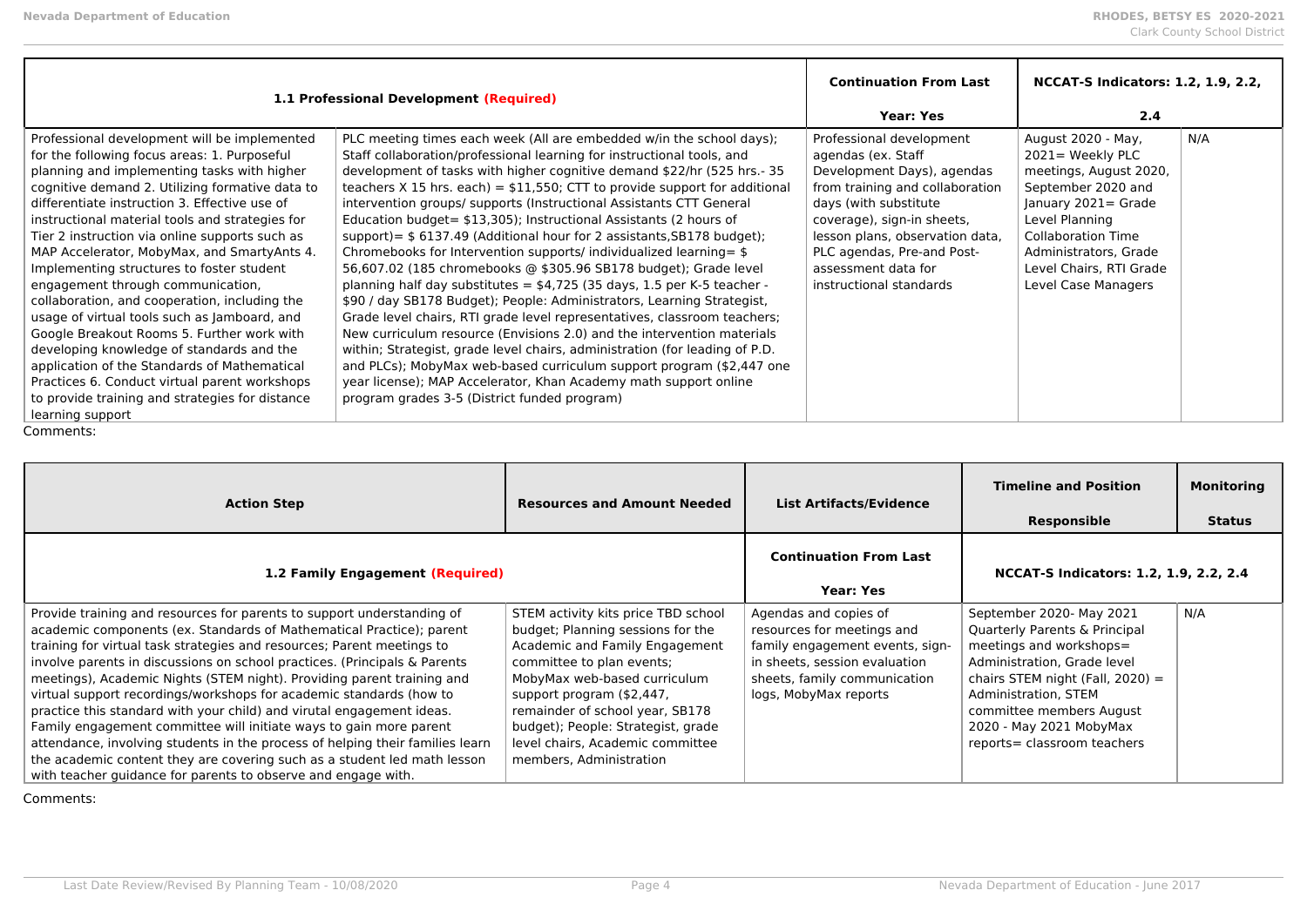| 1.1 Professional Development (Required) | | Continuation From Last Year: Yes | NCCAT-S Indicators: 1.2, 1.9, 2.2, 2.4 | |
|---|---|---|---|---|
| Professional development will be implemented for the following focus areas: 1. Purposeful planning and implementing tasks with higher cognitive demand 2. Utilizing formative data to differentiate instruction 3. Effective use of instructional material tools and strategies for Tier 2 instruction via online supports such as MAP Accelerator, MobyMax, and SmartyAnts 4. Implementing structures to foster student engagement through communication, collaboration, and cooperation, including the usage of virtual tools such as Jamboard, and Google Breakout Rooms 5. Further work with developing knowledge of standards and the application of the Standards of Mathematical Practices 6. Conduct virtual parent workshops to provide training and strategies for distance learning support | PLC meeting times each week (All are embedded w/in the school days); Staff collaboration/professional learning for instructional tools, and development of tasks with higher cognitive demand $22/hr (525 hrs.- 35 teachers X 15 hrs. each) = $11,550; CTT to provide support for additional intervention groups/ supports (Instructional Assistants CTT General Education budget= $13,305); Instructional Assistants (2 hours of support)= $ 6137.49 (Additional hour for 2 assistants,SB178 budget); Chromebooks for Intervention supports/ individualized learning= $ 56,607.02 (185 chromebooks @ $305.96 SB178 budget); Grade level planning half day substitutes = $4,725 (35 days, 1.5 per K-5 teacher - $90 / day SB178 Budget); People: Administrators, Learning Strategist, Grade level chairs, RTI grade level representatives, classroom teachers; New curriculum resource (Envisions 2.0) and the intervention materials within; Strategist, grade level chairs, administration (for leading of P.D. and PLCs); MobyMax web-based curriculum support program ($2,447 one year license); MAP Accelerator, Khan Academy math support online program grades 3-5 (District funded program) | Professional development agendas (ex. Staff Development Days), agendas from training and collaboration days (with substitute coverage), sign-in sheets, lesson plans, observation data, PLC agendas, Pre-and Post-assessment data for instructional standards | August 2020 - May, 2021= Weekly PLC meetings, August 2020, September 2020 and January 2021= Grade Level Planning Collaboration Time Administrators, Grade Level Chairs, RTI Grade Level Case Managers | N/A |

Comments:

| Action Step | Resources and Amount Needed | List Artifacts/Evidence | Timeline and Position Responsible | Monitoring Status |
|---|---|---|---|---|
| **1.2 Family Engagement (Required)** | | **Continuation From Last Year: Yes** | **NCCAT-S Indicators: 1.2, 1.9, 2.2, 2.4** | |
| Provide training and resources for parents to support understanding of academic components (ex. Standards of Mathematical Practice); parent training for virtual task strategies and resources; Parent meetings to involve parents in discussions on school practices. (Principals & Parents meetings), Academic Nights (STEM night). Providing parent training and virtual support recordings/workshops for academic standards (how to practice this standard with your child) and virutal engagement ideas. Family engagement committee will initiate ways to gain more parent attendance, involving students in the process of helping their families learn the academic content they are covering such as a student led math lesson with teacher guidance for parents to observe and engage with. | STEM activity kits price TBD school budget; Planning sessions for the Academic and Family Engagement committee to plan events; MobyMax web-based curriculum support program ($2,447, remainder of school year, SB178 budget); People: Strategist, grade level chairs, Academic committee members, Administration | Agendas and copies of resources for meetings and family engagement events, sign-in sheets, session evaluation sheets, family communication logs, MobyMax reports | September 2020- May 2021 Quarterly Parents & Principal meetings and workshops= Administration, Grade level chairs STEM night (Fall, 2020) = Administration, STEM committee members August 2020 - May 2021 MobyMax reports= classroom teachers | N/A |

Comments: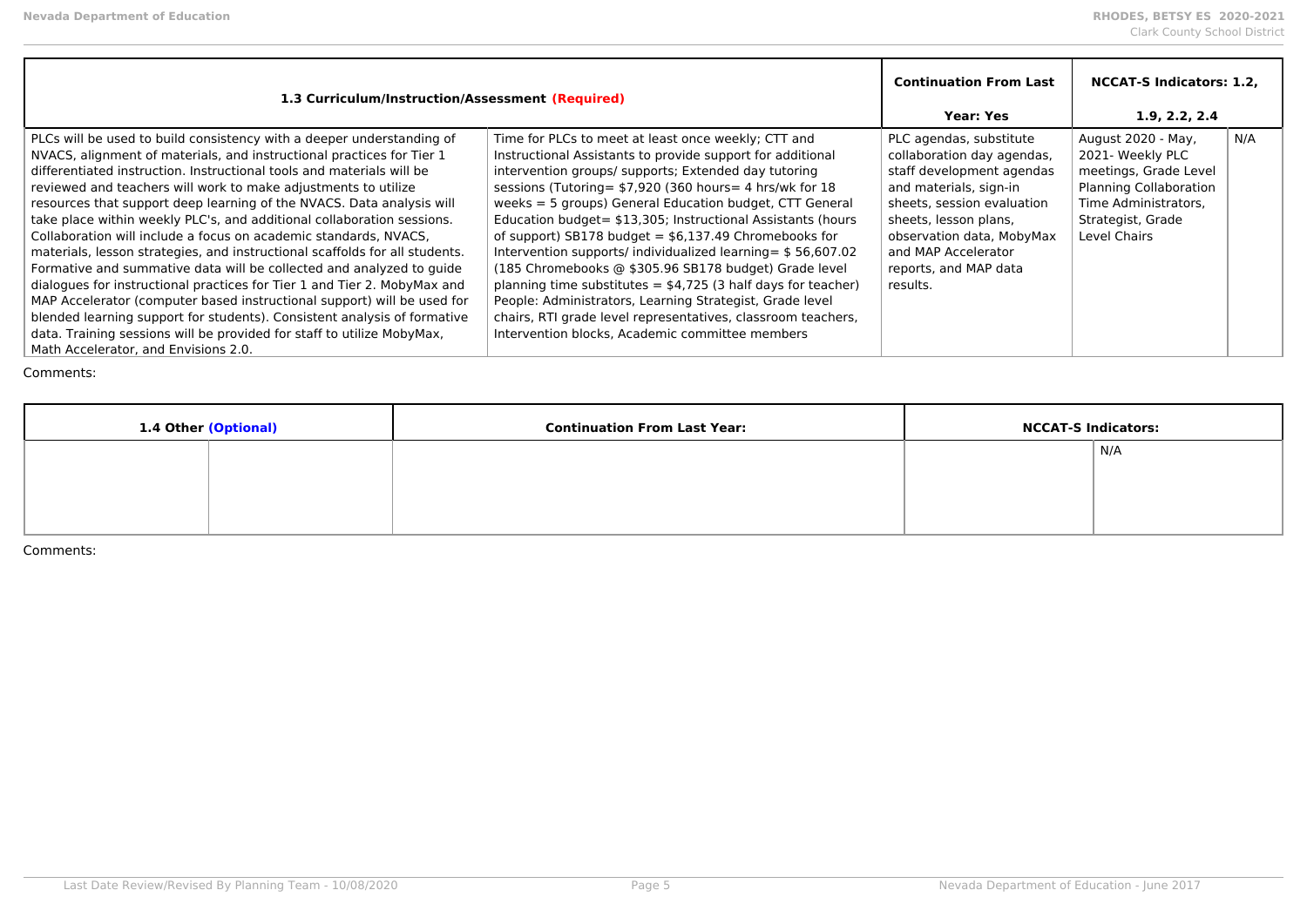| 1.3 Curriculum/Instruction/Assessment (Required) | | Continuation From Last Year: Yes | NCCAT-S Indicators: 1.2, 1.9, 2.2, 2.4 | |
|---|---|---|---|---|
| PLCs will be used to build consistency with a deeper understanding of NVACS, alignment of materials, and instructional practices for Tier 1 differentiated instruction. Instructional tools and materials will be reviewed and teachers will work to make adjustments to utilize resources that support deep learning of the NVACS. Data analysis will take place within weekly PLC's, and additional collaboration sessions. Collaboration will include a focus on academic standards, NVACS, materials, lesson strategies, and instructional scaffolds for all students. Formative and summative data will be collected and analyzed to guide dialogues for instructional practices for Tier 1 and Tier 2. MobyMax and MAP Accelerator (computer based instructional support) will be used for blended learning support for students). Consistent analysis of formative data. Training sessions will be provided for staff to utilize MobyMax, Math Accelerator, and Envisions 2.0. | Time for PLCs to meet at least once weekly; CTT and Instructional Assistants to provide support for additional intervention groups/ supports; Extended day tutoring sessions (Tutoring= $7,920 (360 hours= 4 hrs/wk for 18 weeks = 5 groups) General Education budget, CTT General Education budget= $13,305; Instructional Assistants (hours of support) SB178 budget = $6,137.49 Chromebooks for Intervention supports/ individualized learning= $ 56,607.02 (185 Chromebooks @ $305.96 SB178 budget) Grade level planning time substitutes = $4,725 (3 half days for teacher) People: Administrators, Learning Strategist, Grade level chairs, RTI grade level representatives, classroom teachers, Intervention blocks, Academic committee members | PLC agendas, substitute collaboration day agendas, staff development agendas and materials, sign-in sheets, session evaluation sheets, lesson plans, observation data, MobyMax and MAP Accelerator reports, and MAP data results. | August 2020 - May, 2021- Weekly PLC meetings, Grade Level Planning Collaboration Time Administrators, Strategist, Grade Level Chairs | N/A |

Comments:

| 1.4 Other (Optional) | | Continuation From Last Year: | NCCAT-S Indicators: | |
|---|---|---|---|---|
| | | | | N/A |

Comments: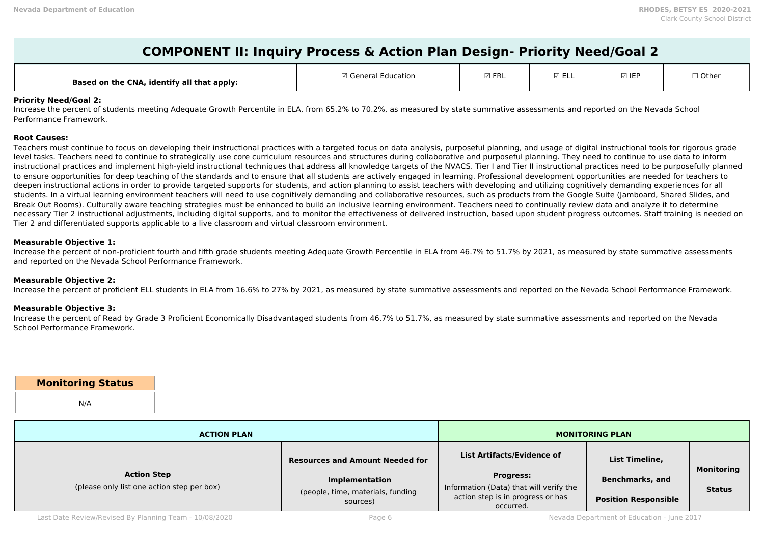# COMPONENT II: Inquiry Process & Action Plan Design- Priority Need/Goal 2

| Based on the CNA, identify all that apply: | ☑ General Education | ☑ FRL | ☑ ELL | ☑ IEP | ☐ Other |
|---|---|---|---|---|---|

**Priority Need/Goal 2:**
Increase the percent of students meeting Adequate Growth Percentile in ELA, from 65.2% to 70.2%, as measured by state summative assessments and reported on the Nevada School Performance Framework.

**Root Causes:**
Teachers must continue to focus on developing their instructional practices with a targeted focus on data analysis, purposeful planning, and usage of digital instructional tools for rigorous grade level tasks. Teachers need to continue to strategically use core curriculum resources and structures during collaborative and purposeful planning. They need to continue to use data to inform instructional practices and implement high-yield instructional techniques that address all knowledge targets of the NVACS. Tier I and Tier II instructional practices need to be purposefully planned to ensure opportunities for deep teaching of the standards and to ensure that all students are actively engaged in learning. Professional development opportunities are needed for teachers to deepen instructional actions in order to provide targeted supports for students, and action planning to assist teachers with developing and utilizing cognitively demanding experiences for all students. In a virtual learning environment teachers will need to use cognitively demanding and collaborative resources, such as products from the Google Suite (Jamboard, Shared Slides, and Break Out Rooms). Culturally aware teaching strategies must be enhanced to build an inclusive learning environment. Teachers need to continually review data and analyze it to determine necessary Tier 2 instructional adjustments, including digital supports, and to monitor the effectiveness of delivered instruction, based upon student progress outcomes. Staff training is needed on Tier 2 and differentiated supports applicable to a live classroom and virtual classroom environment.

**Measurable Objective 1:**
Increase the percent of non-proficient fourth and fifth grade students meeting Adequate Growth Percentile in ELA from 46.7% to 51.7% by 2021, as measured by state summative assessments and reported on the Nevada School Performance Framework.

**Measurable Objective 2:**
Increase the percent of proficient ELL students in ELA from 16.6% to 27% by 2021, as measured by state summative assessments and reported on the Nevada School Performance Framework.

**Measurable Objective 3:**
Increase the percent of Read by Grade 3 Proficient Economically Disadvantaged students from 46.7% to 51.7%, as measured by state summative assessments and reported on the Nevada School Performance Framework.

| Monitoring Status |
|---|
| N/A |

| ACTION PLAN | | MONITORING PLAN | | |
|---|---|---|---|---|
| **Action Step** (please only list one action step per box) | **Resources and Amount Needed for Implementation** (people, time, materials, funding sources) | **List Artifacts/Evidence of Progress:** Information (Data) that will verify the action step is in progress or has occurred. | **List Timeline, Benchmarks, and Position Responsible** | **Monitoring Status** |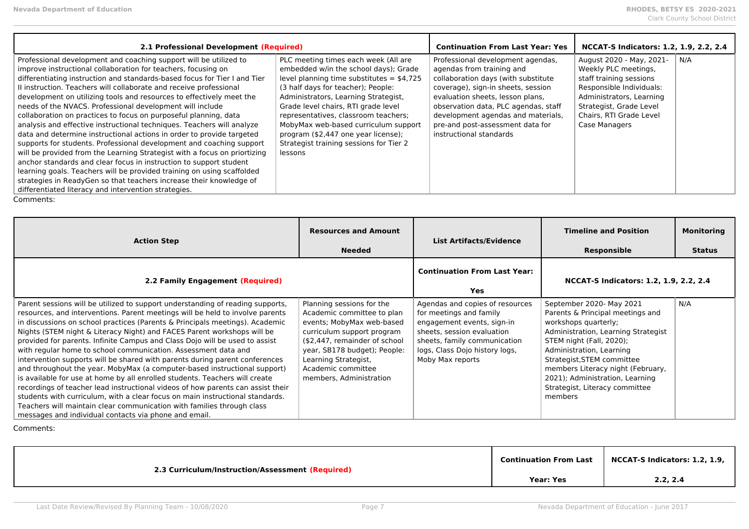| 2.1 Professional Development (Required) | | Continuation From Last Year: Yes | NCCAT-S Indicators: 1.2, 1.9, 2.2, 2.4 | |
|---|---|---|---|---|
| Professional development and coaching support will be utilized to improve instructional collaboration for teachers, focusing on differentiating instruction and standards-based focus for Tier I and Tier II instruction. Teachers will collaborate and receive professional development on utilizing tools and resources to effectively meet the needs of the NVACS. Professional development will include collaboration on practices to focus on purposeful planning, data analysis and effective instructional techniques. Teachers will analyze data and determine instructional actions in order to provide targeted supports for students. Professional development and coaching support will be provided from the Learning Strategist with a focus on priortizing anchor standards and clear focus in instruction to support student learning goals. Teachers will be provided training on using scaffolded strategies in ReadyGen so that teachers increase their knowledge of differentiated literacy and intervention strategies. | PLC meeting times each week (All are embedded w/in the school days); Grade level planning time substitutes = $4,725 (3 half days for teacher); People: Administrators, Learning Strategist, Grade level chairs, RTI grade level representatives, classroom teachers; MobyMax web-based curriculum support program ($2,447 one year license); Strategist training sessions for Tier 2 lessons | Professional development agendas, agendas from training and collaboration days (with substitute coverage), sign-in sheets, session evaluation sheets, lesson plans, observation data, PLC agendas, staff development agendas and materials, pre-and post-assessment data for instructional standards | August 2020 - May, 2021- Weekly PLC meetings, staff training sessions Responsible Individuals: Administrators, Learning Strategist, Grade Level Chairs, RTI Grade Level Case Managers | N/A |

Comments:

| Action Step | Resources and Amount Needed | List Artifacts/Evidence | Timeline and Position Responsible | Monitoring Status |
|---|---|---|---|---|
| 2.2 Family Engagement (Required) | | Continuation From Last Year: Yes | NCCAT-S Indicators: 1.2, 1.9, 2.2, 2.4 | |
| Parent sessions will be utilized to support understanding of reading supports, resources, and interventions. Parent meetings will be held to involve parents in discussions on school practices (Parents & Principals meetings). Academic Nights (STEM night & Literacy Night) and FACES Parent workshops will be provided for parents. Infinite Campus and Class Dojo will be used to assist with regular home to school communication. Assessment data and intervention supports will be shared with parents during parent conferences and throughout the year. MobyMax (a computer-based instructional support) is available for use at home by all enrolled students. Teachers will create recordings of teacher lead instructional videos of how parents can assist their students with curriculum, with a clear focus on main instructional standards. Teachers will maintain clear communication with families through class messages and individual contacts via phone and email. | Planning sessions for the Academic committee to plan events; MobyMax web-based curriculum support program ($2,447, remainder of school year, SB178 budget); People: Learning Strategist, Academic committee members, Administration | Agendas and copies of resources for meetings and family engagement events, sign-in sheets, session evaluation sheets, family communication logs, Class Dojo history logs, Moby Max reports | September 2020- May 2021 Parents & Principal meetings and workshops quarterly; Administration, Learning Strategist STEM night (Fall, 2020); Administration, Learning Strategist,STEM committee members Literacy night (February, 2021); Administration, Learning Strategist, Literacy committee members | N/A |

Comments:

| 2.3 Curriculum/Instruction/Assessment (Required) | Continuation From Last Year: Yes | NCCAT-S Indicators: 1.2, 1.9, 2.2, 2.4 |
|---|---|---|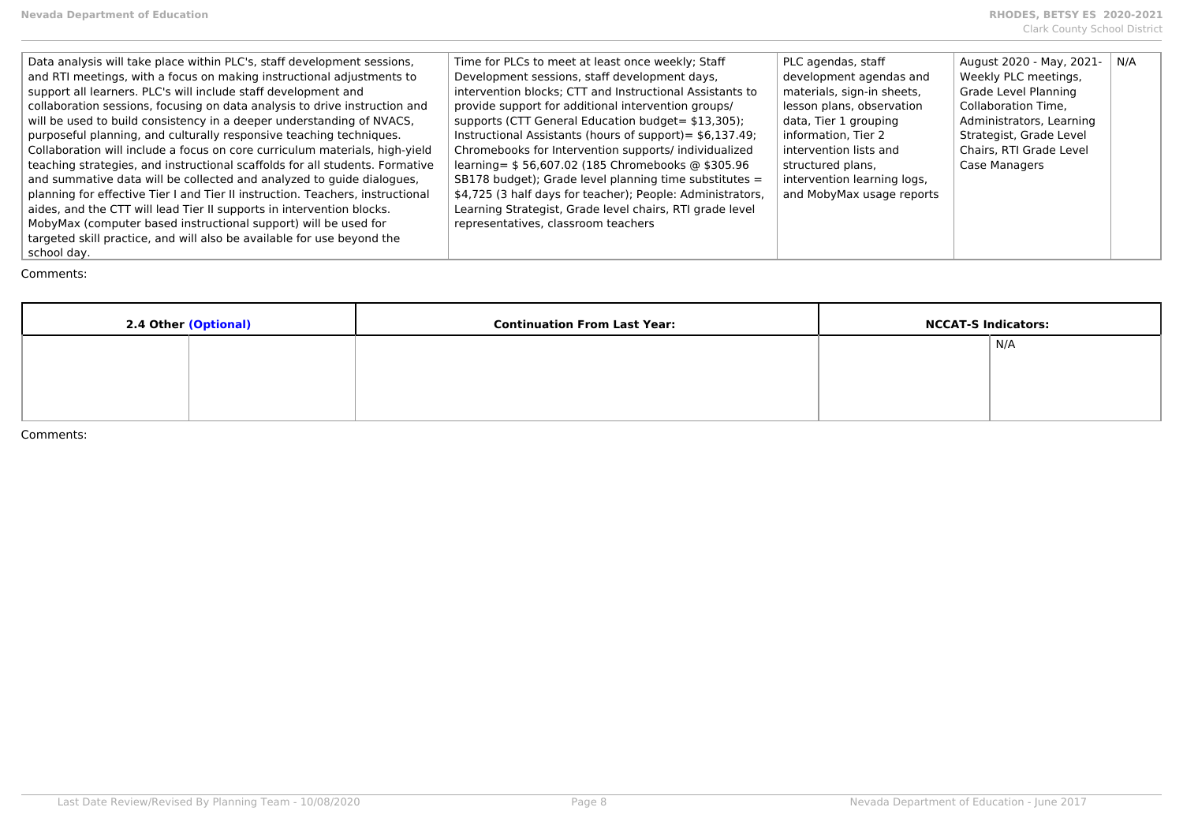| | | | | |
|---|---|---|---|---|
| Data analysis will take place within PLC's, staff development sessions, and RTI meetings, with a focus on making instructional adjustments to support all learners. PLC's will include staff development and collaboration sessions, focusing on data analysis to drive instruction and will be used to build consistency in a deeper understanding of NVACS, purposeful planning, and culturally responsive teaching techniques. Collaboration will include a focus on core curriculum materials, high-yield teaching strategies, and instructional scaffolds for all students. Formative and summative data will be collected and analyzed to guide dialogues, planning for effective Tier I and Tier II instruction. Teachers, instructional aides, and the CTT will lead Tier II supports in intervention blocks. MobyMax (computer based instructional support) will be used for targeted skill practice, and will also be available for use beyond the school day. | Time for PLCs to meet at least once weekly; Staff Development sessions, staff development days, intervention blocks; CTT and Instructional Assistants to provide support for additional intervention groups/ supports (CTT General Education budget= $13,305); Instructional Assistants (hours of support)= $6,137.49; Chromebooks for Intervention supports/ individualized learning= $ 56,607.02 (185 Chromebooks @ $305.96 SB178 budget); Grade level planning time substitutes = $4,725 (3 half days for teacher); People: Administrators, Learning Strategist, Grade level chairs, RTI grade level representatives, classroom teachers | PLC agendas, staff development agendas and materials, sign-in sheets, lesson plans, observation data, Tier 1 grouping information, Tier 2 intervention lists and structured plans, intervention learning logs, and MobyMax usage reports | August 2020 - May, 2021- Weekly PLC meetings, Grade Level Planning Collaboration Time, Administrators, Learning Strategist, Grade Level Chairs, RTI Grade Level Case Managers | N/A |

Comments:

| 2.4 Other (Optional) | | Continuation From Last Year: | NCCAT-S Indicators: | |
|---|---|---|---|---|
| | | | | N/A |

Comments: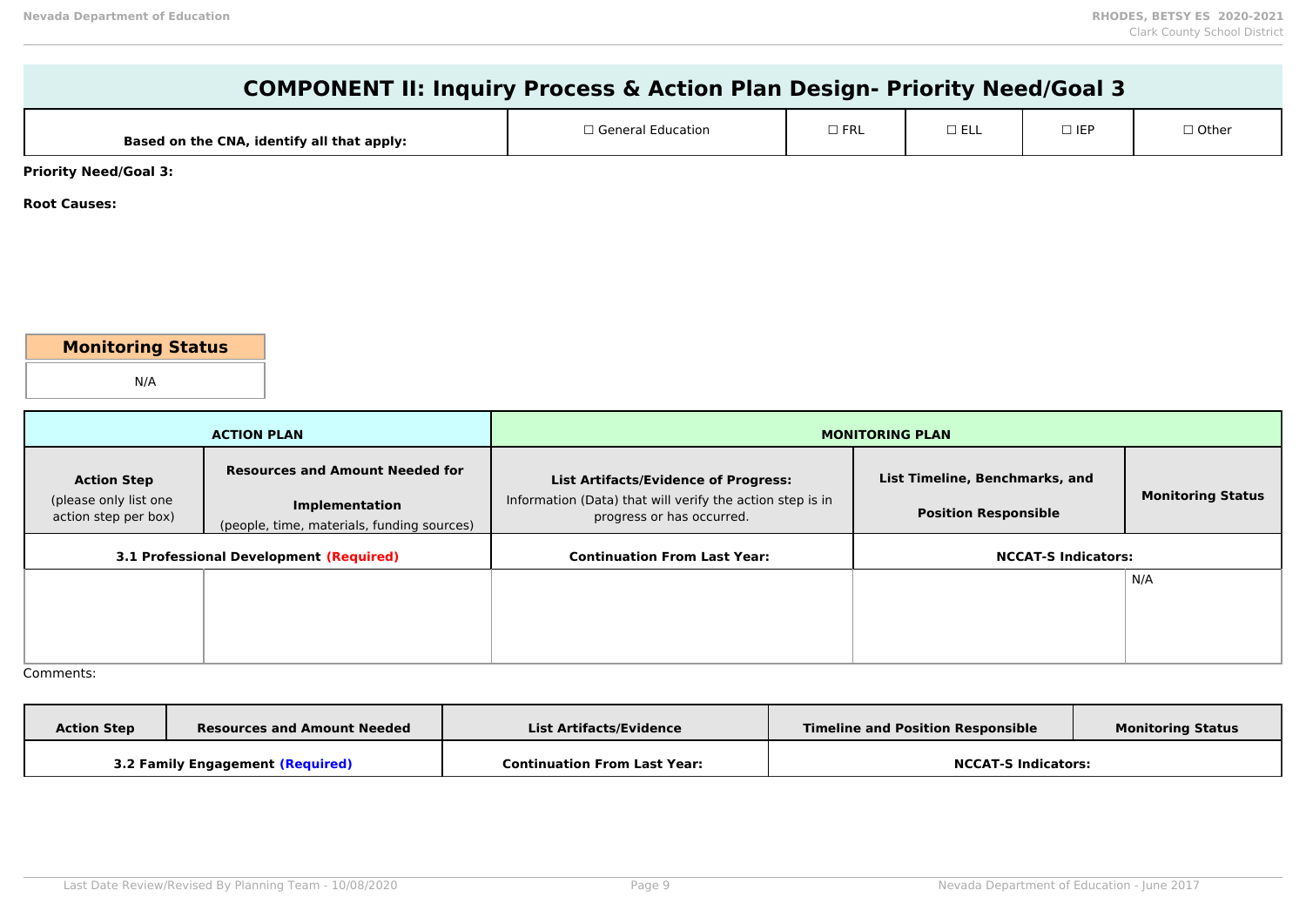# COMPONENT II: Inquiry Process & Action Plan Design- Priority Need/Goal 3

| Based on the CNA, identify all that apply: | ☐ General Education | ☐ FRL | ☐ ELL | ☐ IEP | ☐ Other |
|---|---|---|---|---|---|

**Priority Need/Goal 3:**

**Root Causes:**

| Monitoring Status |
|---|
| N/A |

| ACTION PLAN | | MONITORING PLAN | | |
|---|---|---|---|---|
| **Action Step** (please only list one action step per box) | **Resources and Amount Needed for Implementation** (people, time, materials, funding sources) | **List Artifacts/Evidence of Progress:** Information (Data) that will verify the action step is in progress or has occurred. | **List Timeline, Benchmarks, and Position Responsible** | **Monitoring Status** |
| **3.1 Professional Development (Required)** | | **Continuation From Last Year:** | **NCCAT-S Indicators:** | |
| | | | | N/A |

Comments:

| Action Step | Resources and Amount Needed | List Artifacts/Evidence | Timeline and Position Responsible | Monitoring Status |
|---|---|---|---|---|
| **3.2 Family Engagement (Required)** | | **Continuation From Last Year:** | **NCCAT-S Indicators:** | |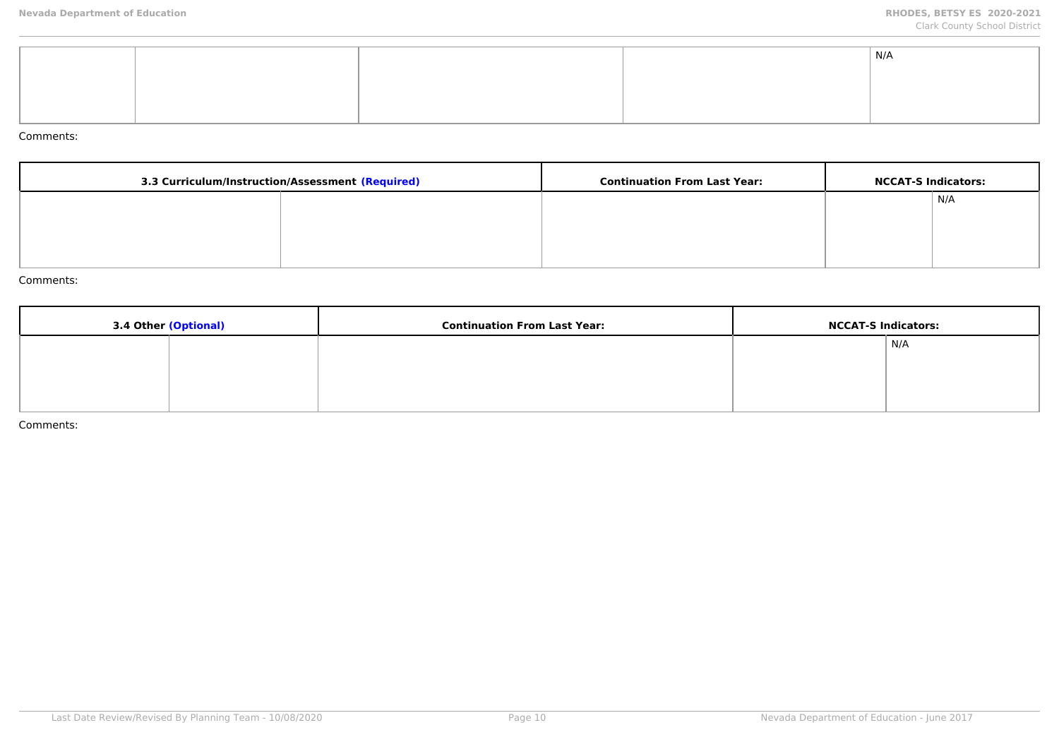| | | | | |
|---|---|---|---|---|
| | | | | N/A |

Comments:

| 3.3 Curriculum/Instruction/Assessment (Required) | | Continuation From Last Year: | NCCAT-S Indicators: | |
|---|---|---|---|---|
| | | | | N/A |

Comments:

| 3.4 Other (Optional) | | Continuation From Last Year: | NCCAT-S Indicators: | |
|---|---|---|---|---|
| | | | | N/A |

Comments: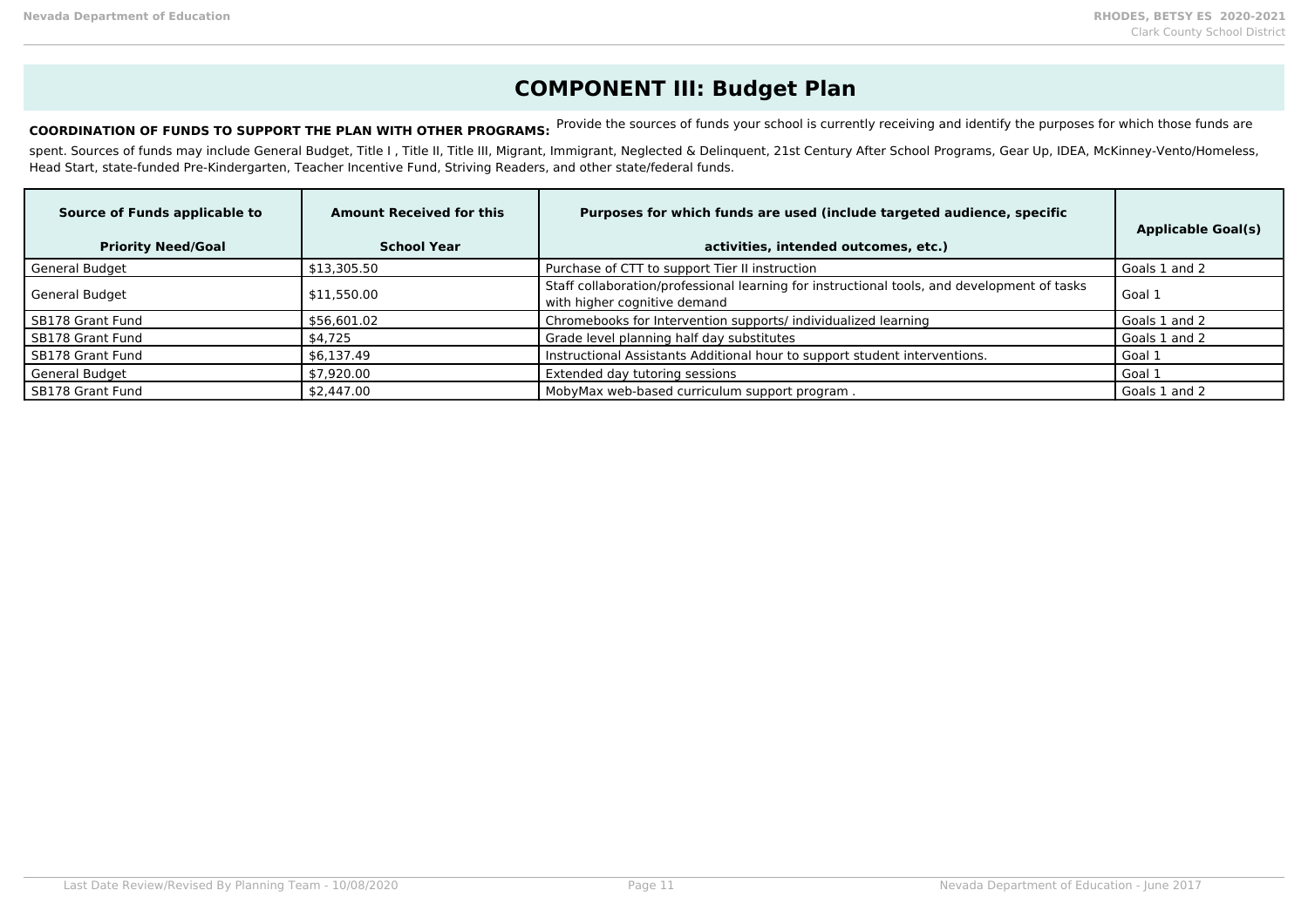# COMPONENT III: Budget Plan

**COORDINATION OF FUNDS TO SUPPORT THE PLAN WITH OTHER PROGRAMS:** Provide the sources of funds your school is currently receiving and identify the purposes for which those funds are spent. Sources of funds may include General Budget, Title I , Title II, Title III, Migrant, Immigrant, Neglected & Delinquent, 21st Century After School Programs, Gear Up, IDEA, McKinney-Vento/Homeless, Head Start, state-funded Pre-Kindergarten, Teacher Incentive Fund, Striving Readers, and other state/federal funds.

| Source of Funds applicable to Priority Need/Goal | Amount Received for this School Year | Purposes for which funds are used (include targeted audience, specific activities, intended outcomes, etc.) | Applicable Goal(s) |
|---|---|---|---|
| General Budget | $13,305.50 | Purchase of CTT to support Tier II instruction | Goals 1 and 2 |
| General Budget | $11,550.00 | Staff collaboration/professional learning for instructional tools, and development of tasks with higher cognitive demand | Goal 1 |
| SB178 Grant Fund | $56,601.02 | Chromebooks for Intervention supports/ individualized learning | Goals 1 and 2 |
| SB178 Grant Fund | $4,725 | Grade level planning half day substitutes | Goals 1 and 2 |
| SB178 Grant Fund | $6,137.49 | Instructional Assistants Additional hour to support student interventions. | Goal 1 |
| General Budget | $7,920.00 | Extended day tutoring sessions | Goal 1 |
| SB178 Grant Fund | $2,447.00 | MobyMax web-based curriculum support program . | Goals 1 and 2 |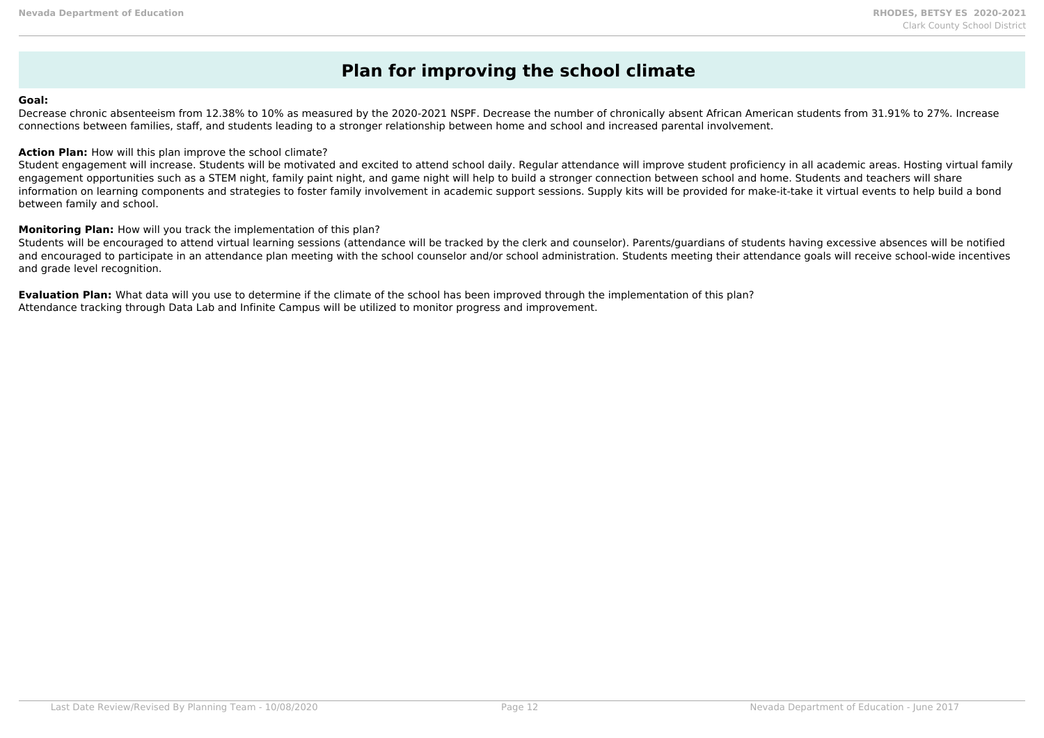# Plan for improving the school climate

**Goal:**
Decrease chronic absenteeism from 12.38% to 10% as measured by the 2020-2021 NSPF. Decrease the number of chronically absent African American students from 31.91% to 27%. Increase connections between families, staff, and students leading to a stronger relationship between home and school and increased parental involvement.

**Action Plan:** How will this plan improve the school climate?
Student engagement will increase. Students will be motivated and excited to attend school daily. Regular attendance will improve student proficiency in all academic areas. Hosting virtual family engagement opportunities such as a STEM night, family paint night, and game night will help to build a stronger connection between school and home. Students and teachers will share information on learning components and strategies to foster family involvement in academic support sessions. Supply kits will be provided for make-it-take it virtual events to help build a bond between family and school.

**Monitoring Plan:** How will you track the implementation of this plan?
Students will be encouraged to attend virtual learning sessions (attendance will be tracked by the clerk and counselor). Parents/guardians of students having excessive absences will be notified and encouraged to participate in an attendance plan meeting with the school counselor and/or school administration. Students meeting their attendance goals will receive school-wide incentives and grade level recognition.

**Evaluation Plan:** What data will you use to determine if the climate of the school has been improved through the implementation of this plan?
Attendance tracking through Data Lab and Infinite Campus will be utilized to monitor progress and improvement.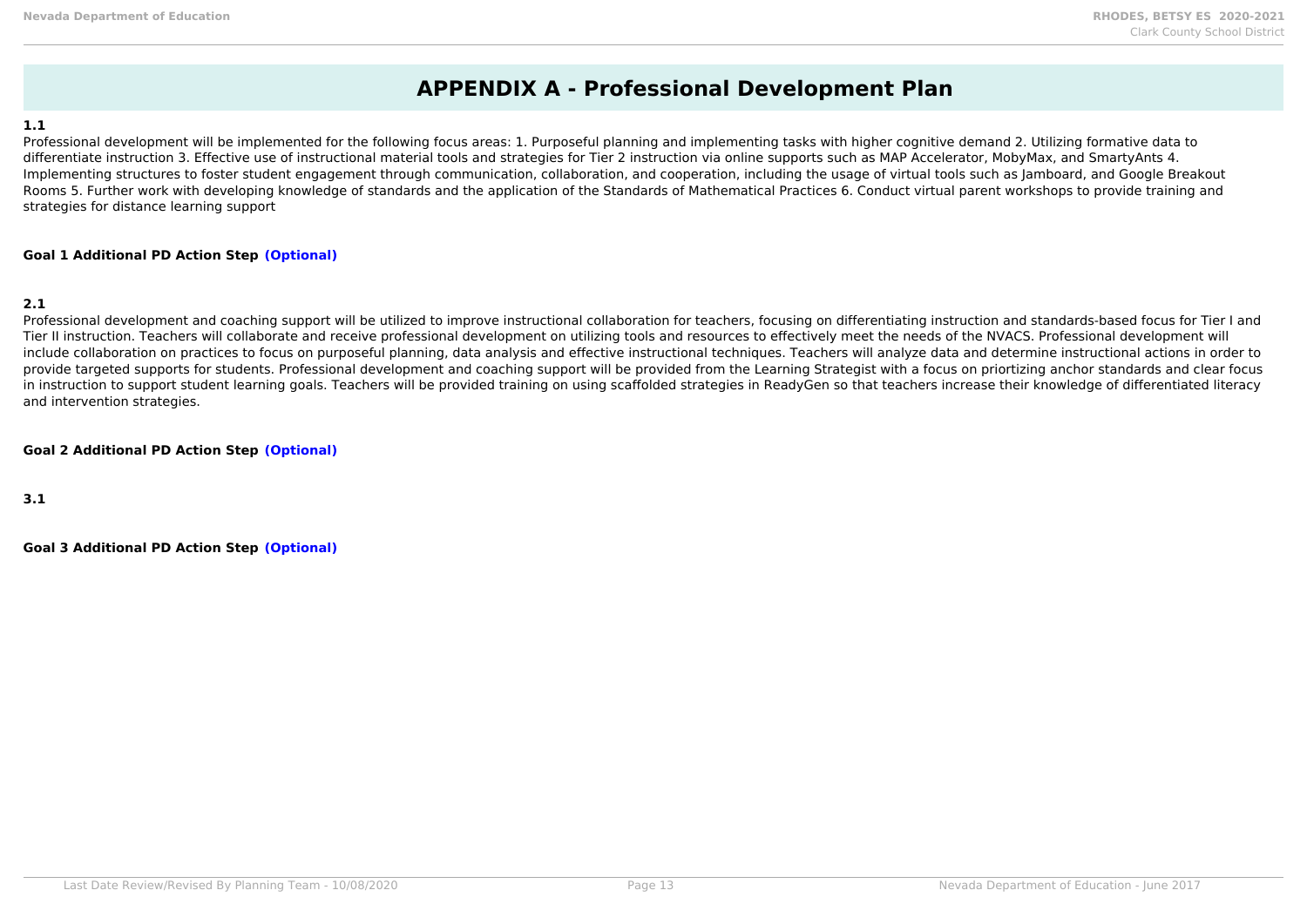# APPENDIX A - Professional Development Plan

**1.1**

Professional development will be implemented for the following focus areas: 1. Purposeful planning and implementing tasks with higher cognitive demand 2. Utilizing formative data to differentiate instruction 3. Effective use of instructional material tools and strategies for Tier 2 instruction via online supports such as MAP Accelerator, MobyMax, and SmartyAnts 4. Implementing structures to foster student engagement through communication, collaboration, and cooperation, including the usage of virtual tools such as Jamboard, and Google Breakout Rooms 5. Further work with developing knowledge of standards and the application of the Standards of Mathematical Practices 6. Conduct virtual parent workshops to provide training and strategies for distance learning support

**Goal 1 Additional PD Action Step (Optional)**

**2.1**

Professional development and coaching support will be utilized to improve instructional collaboration for teachers, focusing on differentiating instruction and standards-based focus for Tier I and Tier II instruction. Teachers will collaborate and receive professional development on utilizing tools and resources to effectively meet the needs of the NVACS. Professional development will include collaboration on practices to focus on purposeful planning, data analysis and effective instructional techniques. Teachers will analyze data and determine instructional actions in order to provide targeted supports for students. Professional development and coaching support will be provided from the Learning Strategist with a focus on priortizing anchor standards and clear focus in instruction to support student learning goals. Teachers will be provided training on using scaffolded strategies in ReadyGen so that teachers increase their knowledge of differentiated literacy and intervention strategies.

**Goal 2 Additional PD Action Step (Optional)**

**3.1**

**Goal 3 Additional PD Action Step (Optional)**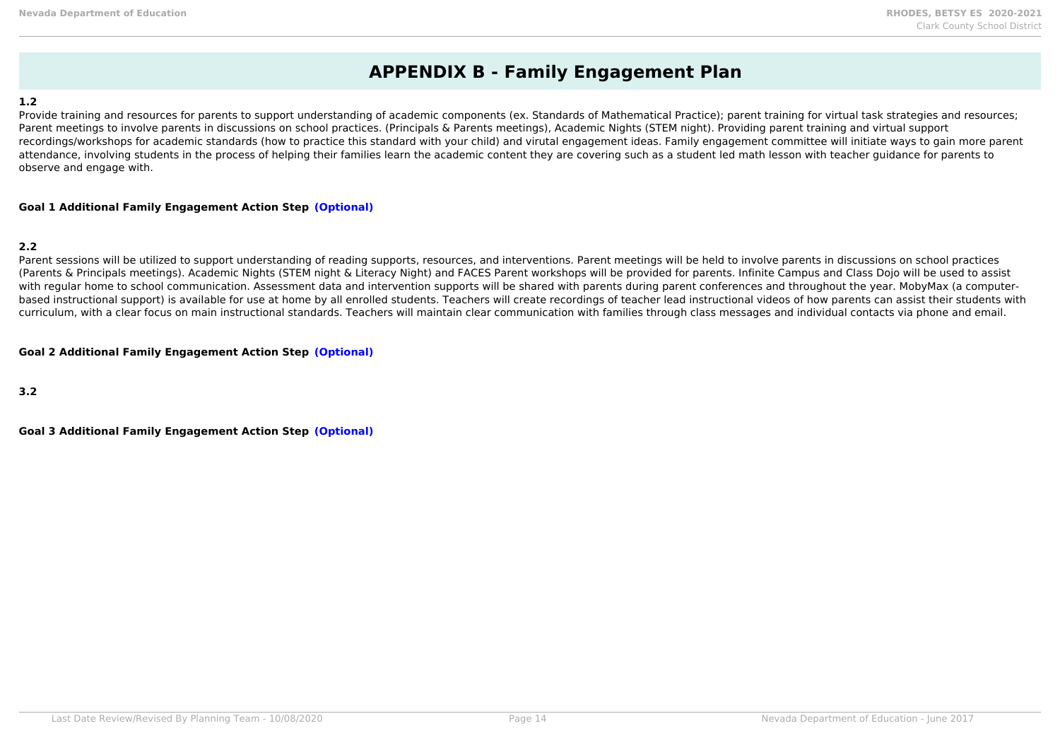# APPENDIX B - Family Engagement Plan

**1.2**

Provide training and resources for parents to support understanding of academic components (ex. Standards of Mathematical Practice); parent training for virtual task strategies and resources; Parent meetings to involve parents in discussions on school practices. (Principals & Parents meetings), Academic Nights (STEM night). Providing parent training and virtual support recordings/workshops for academic standards (how to practice this standard with your child) and virutal engagement ideas. Family engagement committee will initiate ways to gain more parent attendance, involving students in the process of helping their families learn the academic content they are covering such as a student led math lesson with teacher guidance for parents to observe and engage with.

**Goal 1 Additional Family Engagement Action Step (Optional)**

**2.2**

Parent sessions will be utilized to support understanding of reading supports, resources, and interventions. Parent meetings will be held to involve parents in discussions on school practices (Parents & Principals meetings). Academic Nights (STEM night & Literacy Night) and FACES Parent workshops will be provided for parents. Infinite Campus and Class Dojo will be used to assist with regular home to school communication. Assessment data and intervention supports will be shared with parents during parent conferences and throughout the year. MobyMax (a computer-based instructional support) is available for use at home by all enrolled students. Teachers will create recordings of teacher lead instructional videos of how parents can assist their students with curriculum, with a clear focus on main instructional standards. Teachers will maintain clear communication with families through class messages and individual contacts via phone and email.

**Goal 2 Additional Family Engagement Action Step (Optional)**

**3.2**

**Goal 3 Additional Family Engagement Action Step (Optional)**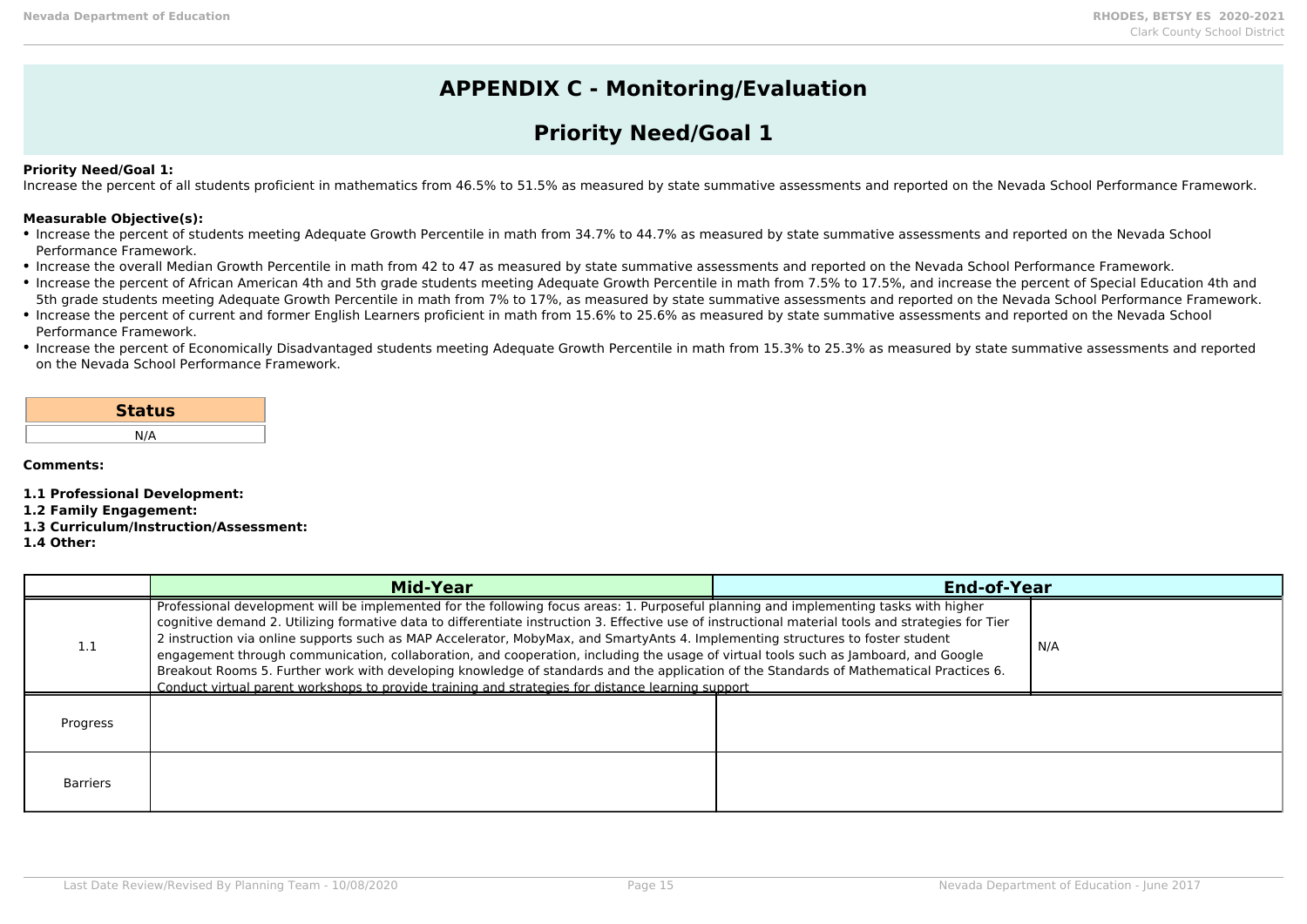# APPENDIX C - Monitoring/Evaluation

## Priority Need/Goal 1

**Priority Need/Goal 1:**
Increase the percent of all students proficient in mathematics from 46.5% to 51.5% as measured by state summative assessments and reported on the Nevada School Performance Framework.

**Measurable Objective(s):**

- Increase the percent of students meeting Adequate Growth Percentile in math from 34.7% to 44.7% as measured by state summative assessments and reported on the Nevada School Performance Framework.
- Increase the overall Median Growth Percentile in math from 42 to 47 as measured by state summative assessments and reported on the Nevada School Performance Framework.
- Increase the percent of African American 4th and 5th grade students meeting Adequate Growth Percentile in math from 7.5% to 17.5%, and increase the percent of Special Education 4th and 5th grade students meeting Adequate Growth Percentile in math from 7% to 17%, as measured by state summative assessments and reported on the Nevada School Performance Framework.
- Increase the percent of current and former English Learners proficient in math from 15.6% to 25.6% as measured by state summative assessments and reported on the Nevada School Performance Framework.
- Increase the percent of Economically Disadvantaged students meeting Adequate Growth Percentile in math from 15.3% to 25.3% as measured by state summative assessments and reported on the Nevada School Performance Framework.

| Status |
|---|
| N/A |

**Comments:**

**1.1 Professional Development:**
**1.2 Family Engagement:**
**1.3 Curriculum/Instruction/Assessment:**
**1.4 Other:**

| | Mid-Year | End-of-Year |
|---|---|---|
| 1.1 | Professional development will be implemented for the following focus areas: 1. Purposeful planning and implementing tasks with higher cognitive demand 2. Utilizing formative data to differentiate instruction 3. Effective use of instructional material tools and strategies for Tier 2 instruction via online supports such as MAP Accelerator, MobyMax, and SmartyAnts 4. Implementing structures to foster student engagement through communication, collaboration, and cooperation, including the usage of virtual tools such as Jamboard, and Google Breakout Rooms 5. Further work with developing knowledge of standards and the application of the Standards of Mathematical Practices 6. Conduct virtual parent workshops to provide training and strategies for distance learning support | N/A |
| Progress | | |
| Barriers | | |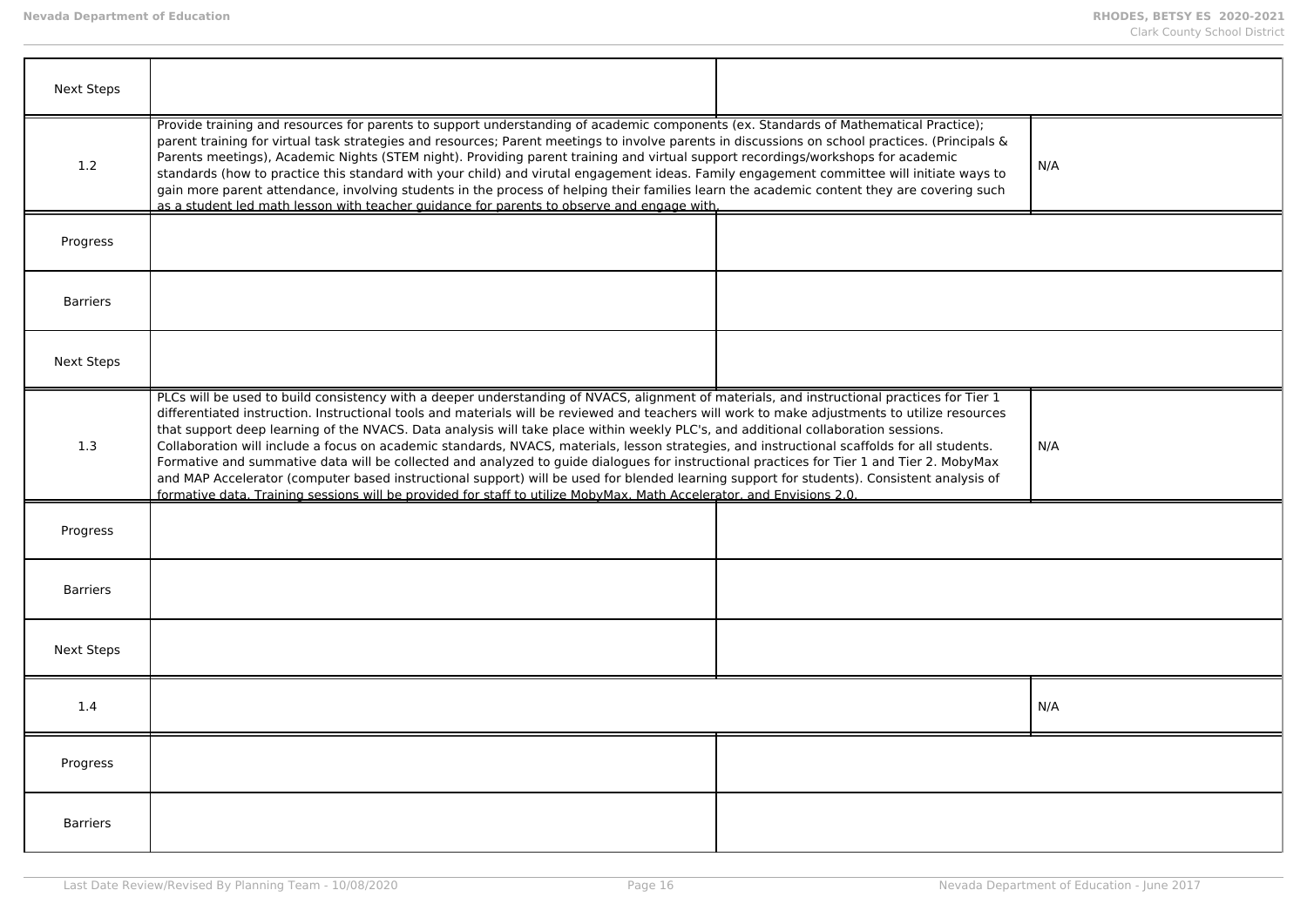| | | |
|---|---|---|
| Next Steps | | |
| 1.2 | Provide training and resources for parents to support understanding of academic components (ex. Standards of Mathematical Practice); parent training for virtual task strategies and resources; Parent meetings to involve parents in discussions on school practices. (Principals & Parents meetings), Academic Nights (STEM night). Providing parent training and virtual support recordings/workshops for academic standards (how to practice this standard with your child) and virutal engagement ideas. Family engagement committee will initiate ways to gain more parent attendance, involving students in the process of helping their families learn the academic content they are covering such as a student led math lesson with teacher guidance for parents to observe and engage with. | N/A |
| Progress | | |
| Barriers | | |
| Next Steps | | |
| 1.3 | PLCs will be used to build consistency with a deeper understanding of NVACS, alignment of materials, and instructional practices for Tier 1 differentiated instruction. Instructional tools and materials will be reviewed and teachers will work to make adjustments to utilize resources that support deep learning of the NVACS. Data analysis will take place within weekly PLC's, and additional collaboration sessions. Collaboration will include a focus on academic standards, NVACS, materials, lesson strategies, and instructional scaffolds for all students. Formative and summative data will be collected and analyzed to guide dialogues for instructional practices for Tier 1 and Tier 2. MobyMax and MAP Accelerator (computer based instructional support) will be used for blended learning support for students). Consistent analysis of formative data. Training sessions will be provided for staff to utilize MobyMax, Math Accelerator, and Envisions 2.0. | N/A |
| Progress | | |
| Barriers | | |
| Next Steps | | |
| 1.4 | | N/A |
| Progress | | |
| Barriers | | |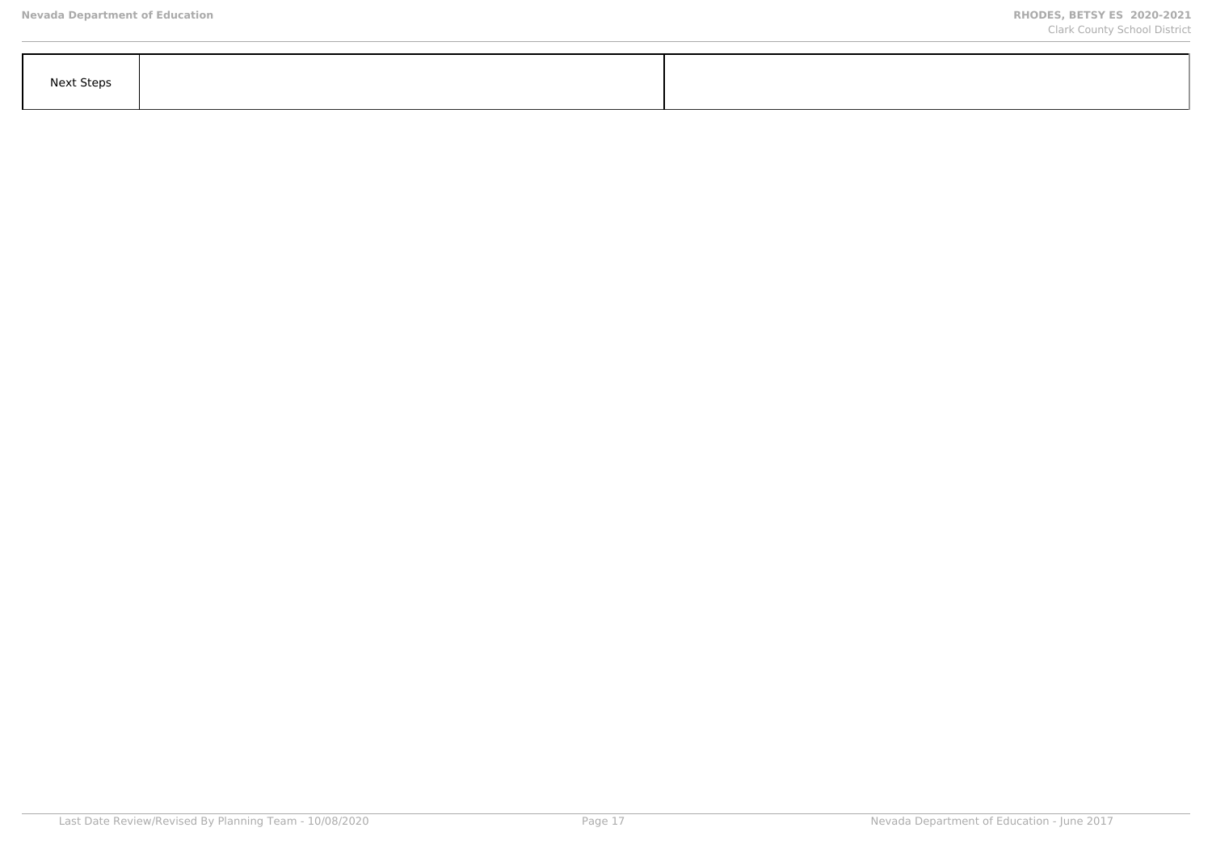| | | |
|---|---|---|
| Next Steps | | |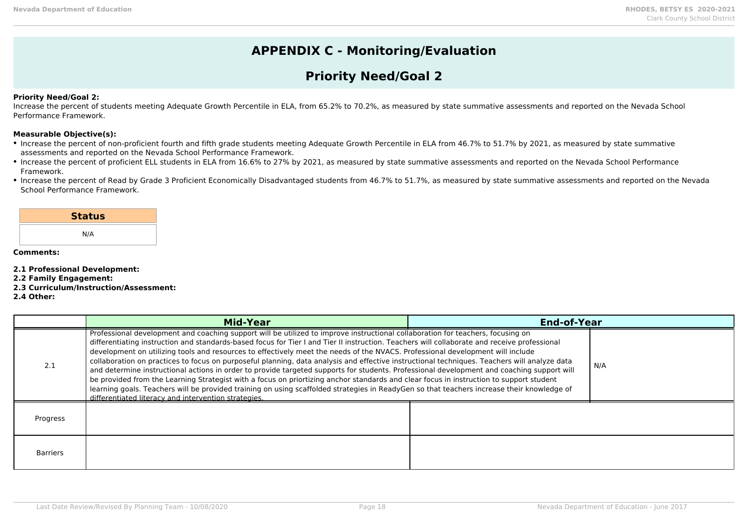# APPENDIX C - Monitoring/Evaluation

## Priority Need/Goal 2

**Priority Need/Goal 2:**
Increase the percent of students meeting Adequate Growth Percentile in ELA, from 65.2% to 70.2%, as measured by state summative assessments and reported on the Nevada School Performance Framework.

**Measurable Objective(s):**

- Increase the percent of non-proficient fourth and fifth grade students meeting Adequate Growth Percentile in ELA from 46.7% to 51.7% by 2021, as measured by state summative assessments and reported on the Nevada School Performance Framework.
- Increase the percent of proficient ELL students in ELA from 16.6% to 27% by 2021, as measured by state summative assessments and reported on the Nevada School Performance Framework.
- Increase the percent of Read by Grade 3 Proficient Economically Disadvantaged students from 46.7% to 51.7%, as measured by state summative assessments and reported on the Nevada School Performance Framework.

| Status |
|---|
| N/A |

**Comments:**

**2.1 Professional Development:**
**2.2 Family Engagement:**
**2.3 Curriculum/Instruction/Assessment:**
**2.4 Other:**

| | Mid-Year | End-of-Year |
|---|---|---|
| 2.1 | Professional development and coaching support will be utilized to improve instructional collaboration for teachers, focusing on differentiating instruction and standards-based focus for Tier I and Tier II instruction. Teachers will collaborate and receive professional development on utilizing tools and resources to effectively meet the needs of the NVACS. Professional development will include collaboration on practices to focus on purposeful planning, data analysis and effective instructional techniques. Teachers will analyze data and determine instructional actions in order to provide targeted supports for students. Professional development and coaching support will be provided from the Learning Strategist with a focus on priortizing anchor standards and clear focus in instruction to support student learning goals. Teachers will be provided training on using scaffolded strategies in ReadyGen so that teachers increase their knowledge of differentiated literacy and intervention strategies. | N/A |
| Progress | | |
| Barriers | | |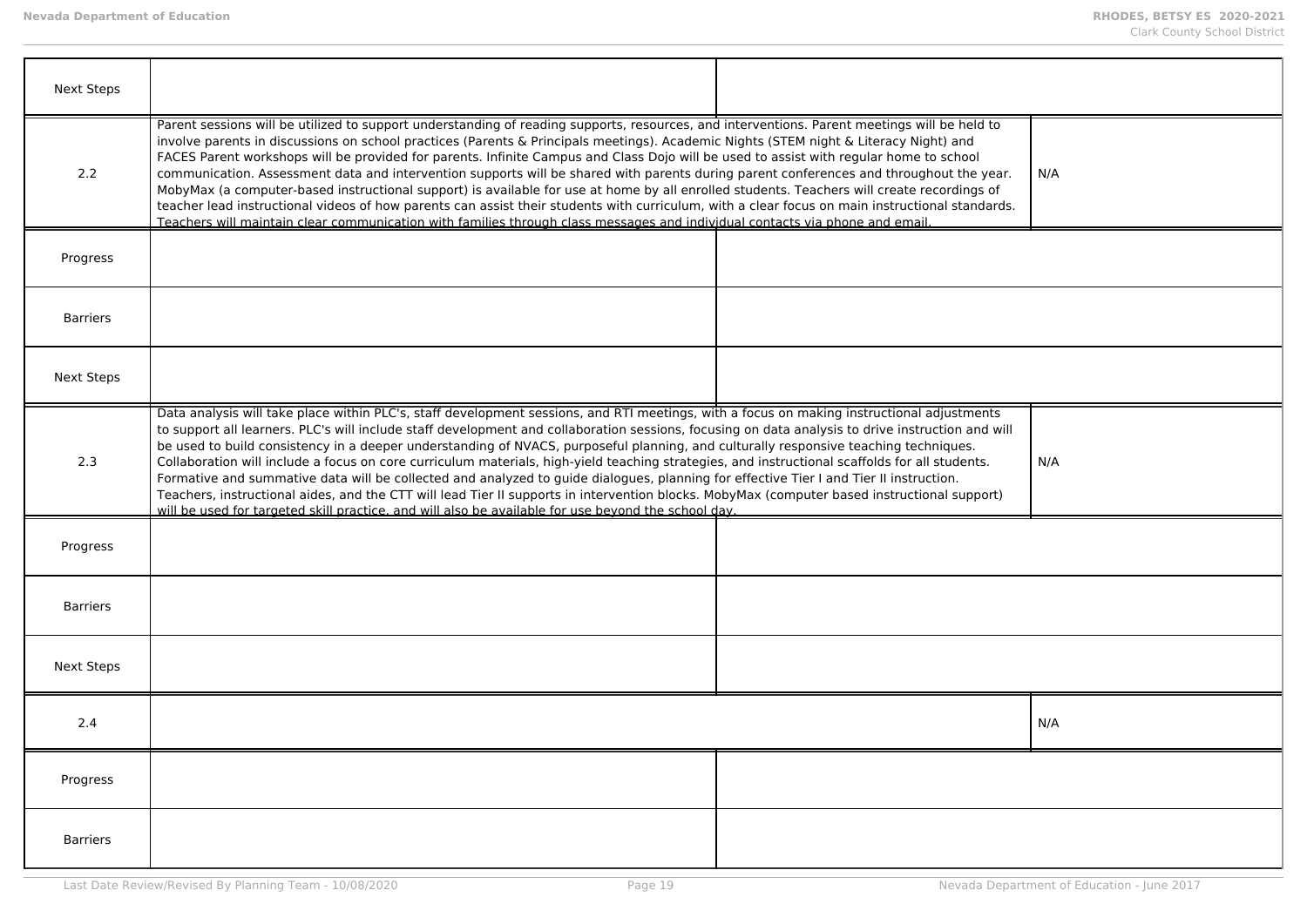| | | |
|---|---|---|
| Next Steps | | |
| 2.2 | Parent sessions will be utilized to support understanding of reading supports, resources, and interventions. Parent meetings will be held to involve parents in discussions on school practices (Parents & Principals meetings). Academic Nights (STEM night & Literacy Night) and FACES Parent workshops will be provided for parents. Infinite Campus and Class Dojo will be used to assist with regular home to school communication. Assessment data and intervention supports will be shared with parents during parent conferences and throughout the year. MobyMax (a computer-based instructional support) is available for use at home by all enrolled students. Teachers will create recordings of teacher lead instructional videos of how parents can assist their students with curriculum, with a clear focus on main instructional standards. Teachers will maintain clear communication with families through class messages and individual contacts via phone and email. | N/A |
| Progress | | |
| Barriers | | |
| Next Steps | | |
| 2.3 | Data analysis will take place within PLC's, staff development sessions, and RTI meetings, with a focus on making instructional adjustments to support all learners. PLC's will include staff development and collaboration sessions, focusing on data analysis to drive instruction and will be used to build consistency in a deeper understanding of NVACS, purposeful planning, and culturally responsive teaching techniques. Collaboration will include a focus on core curriculum materials, high-yield teaching strategies, and instructional scaffolds for all students. Formative and summative data will be collected and analyzed to guide dialogues, planning for effective Tier I and Tier II instruction. Teachers, instructional aides, and the CTT will lead Tier II supports in intervention blocks. MobyMax (computer based instructional support) will be used for targeted skill practice, and will also be available for use beyond the school day. | N/A |
| Progress | | |
| Barriers | | |
| Next Steps | | |
| 2.4 | | N/A |
| Progress | | |
| Barriers | | |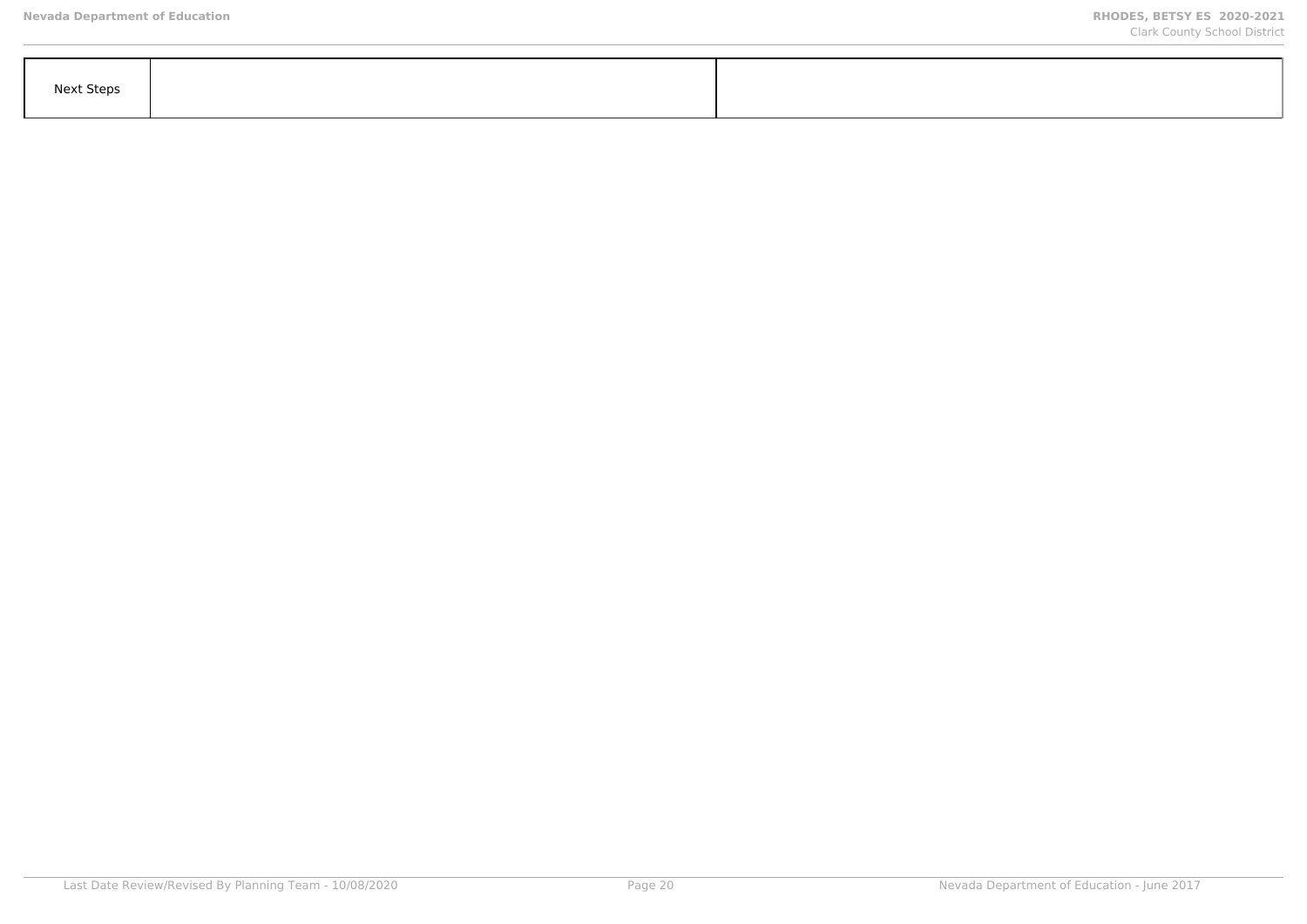| | | |
|---|---|---|
| Next Steps | | |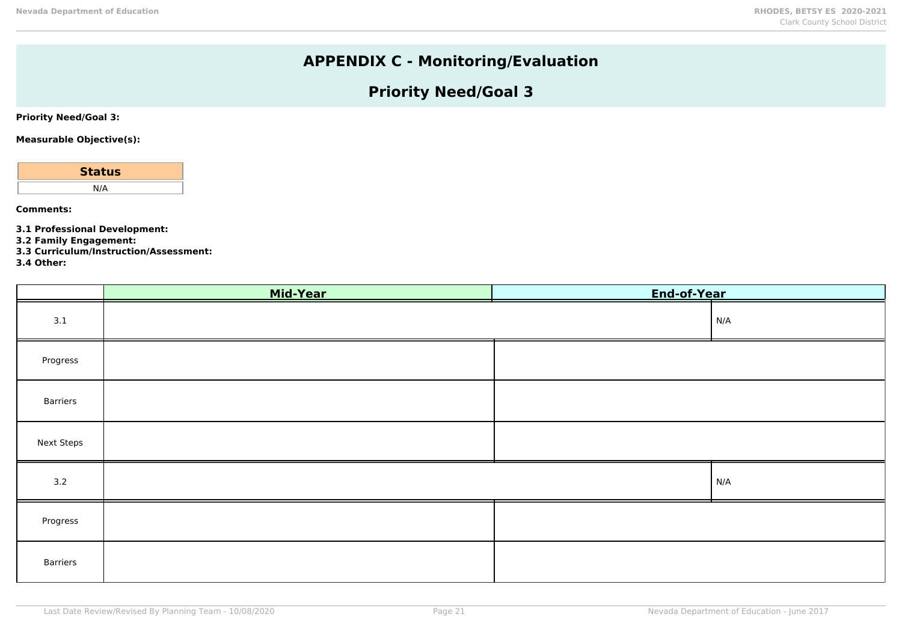# APPENDIX C - Monitoring/Evaluation

## Priority Need/Goal 3

**Priority Need/Goal 3:**

**Measurable Objective(s):**

| Status |
| --- |
| N/A |

**Comments:**

**3.1 Professional Development:**
**3.2 Family Engagement:**
**3.3 Curriculum/Instruction/Assessment:**
**3.4 Other:**

| | Mid-Year | End-of-Year |
| --- | --- | --- |
| 3.1 | | N/A |
| Progress | | |
| Barriers | | |
| Next Steps | | |
| 3.2 | | N/A |
| Progress | | |
| Barriers | | |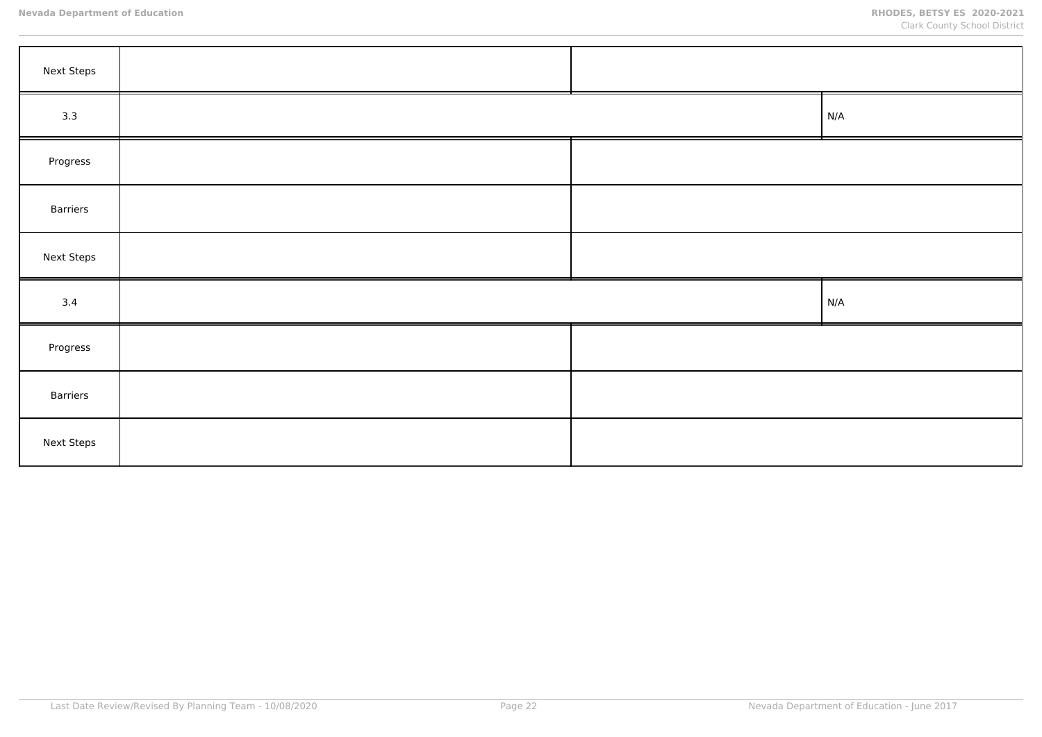| | | |
|---|---|---|
| Next Steps | | |
| 3.3 | | N/A |
| Progress | | |
| Barriers | | |
| Next Steps | | |
| 3.4 | | N/A |
| Progress | | |
| Barriers | | |
| Next Steps | | |

Last Date Review/Revised By Planning Team - 10/08/2020